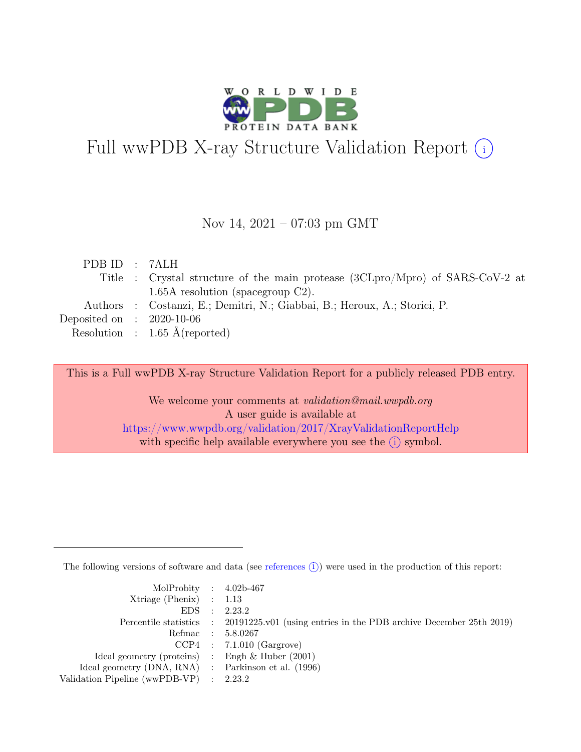# Full wwPDB X-ray Structure Validation Report ⓘ

Nov 14, 2021 – 07:03 pm GMT

| | | |
|---|---|---|
| PDB ID | : | 7ALH |
| Title | : | Crystal structure of the main protease (3CLpro/Mpro) of SARS-CoV-2 at 1.65A resolution (spacegroup C2). |
| Authors | : | Costanzi, E.; Demitri, N.; Giabbai, B.; Heroux, A.; Storici, P. |
| Deposited on | : | 2020-10-06 |
| Resolution | : | 1.65 Å(reported) |

This is a Full wwPDB X-ray Structure Validation Report for a publicly released PDB entry.

We welcome your comments at *validation@mail.wwpdb.org*
A user guide is available at
https://www.wwpdb.org/validation/2017/XrayValidationReportHelp
with specific help available everywhere you see the ⓘ symbol.

---

The following versions of software and data (see references ⓘ) were used in the production of this report:

| | | |
|---|---|---|
| MolProbity | : | 4.02b-467 |
| Xtriage (Phenix) | : | 1.13 |
| EDS | : | 2.23.2 |
| Percentile statistics | : | 20191225.v01 (using entries in the PDB archive December 25th 2019) |
| Refmac | : | 5.8.0267 |
| CCP4 | : | 7.1.010 (Gargrove) |
| Ideal geometry (proteins) | : | Engh & Huber (2001) |
| Ideal geometry (DNA, RNA) | : | Parkinson et al. (1996) |
| Validation Pipeline (wwPDB-VP) | : | 2.23.2 |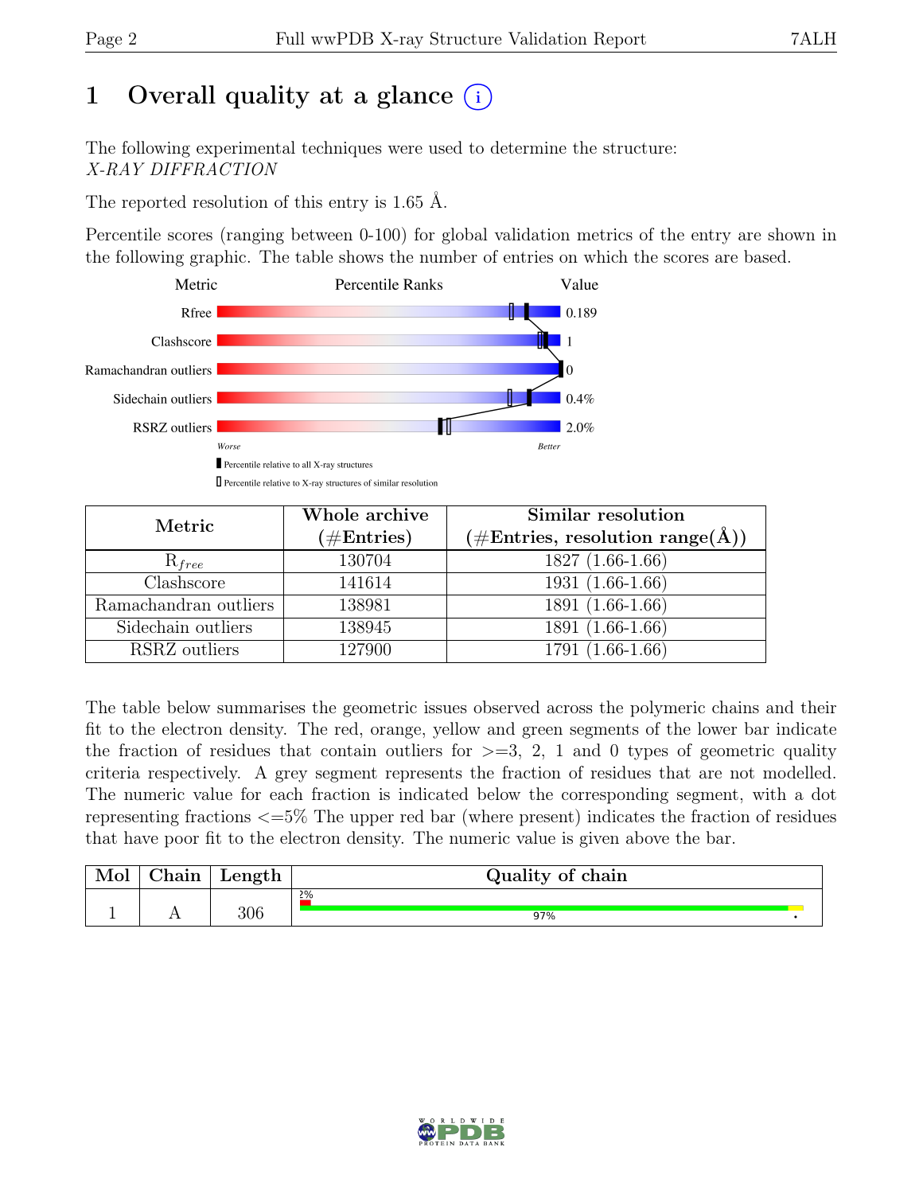# 1 Overall quality at a glance (i)

The following experimental techniques were used to determine the structure:
*X-RAY DIFFRACTION*

The reported resolution of this entry is 1.65 Å.

Percentile scores (ranging between 0-100) for global validation metrics of the entry are shown in the following graphic. The table shows the number of entries on which the scores are based.

| Metric | Value |
|---|---|
| Rfree | 0.189 |
| Clashscore | 1 |
| Ramachandran outliers | 0 |
| Sidechain outliers | 0.4% |
| RSRZ outliers | 2.0% |

Worse — Better

▮ Percentile relative to all X-ray structures
▯ Percentile relative to X-ray structures of similar resolution

| Metric | Whole archive (#Entries) | Similar resolution (#Entries, resolution range(Å)) |
|---|---|---|
| $R_{free}$ | 130704 | 1827 (1.66-1.66) |
| Clashscore | 141614 | 1931 (1.66-1.66) |
| Ramachandran outliers | 138981 | 1891 (1.66-1.66) |
| Sidechain outliers | 138945 | 1891 (1.66-1.66) |
| RSRZ outliers | 127900 | 1791 (1.66-1.66) |

The table below summarises the geometric issues observed across the polymeric chains and their fit to the electron density. The red, orange, yellow and green segments of the lower bar indicate the fraction of residues that contain outliers for >=3, 2, 1 and 0 types of geometric quality criteria respectively. A grey segment represents the fraction of residues that are not modelled. The numeric value for each fraction is indicated below the corresponding segment, with a dot representing fractions <=5% The upper red bar (where present) indicates the fraction of residues that have poor fit to the electron density. The numeric value is given above the bar.

| Mol | Chain | Length | Quality of chain |
|---|---|---|---|
| 1 | A | 306 | 2% (poor fit); 97% (green); • (yellow) |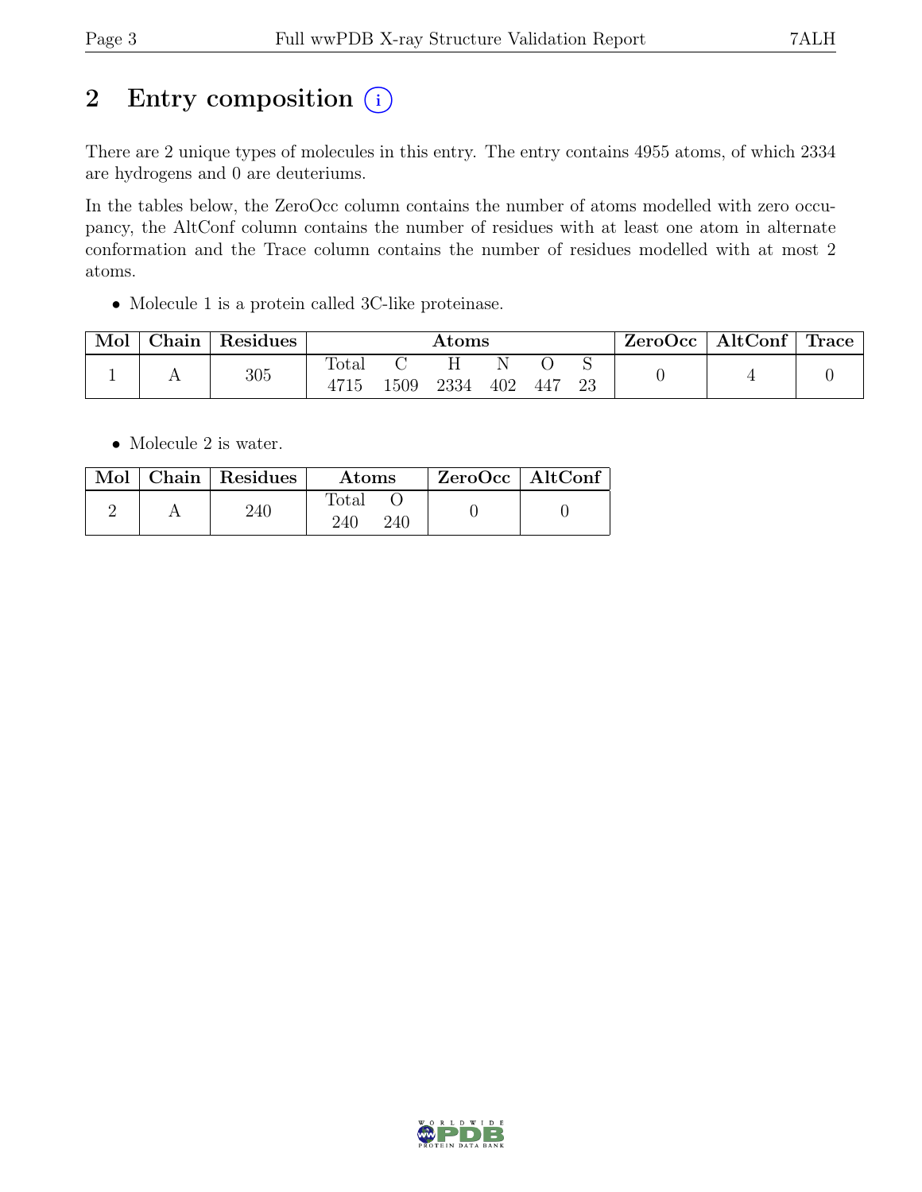# 2 Entry composition (i)

There are 2 unique types of molecules in this entry. The entry contains 4955 atoms, of which 2334 are hydrogens and 0 are deuteriums.

In the tables below, the ZeroOcc column contains the number of atoms modelled with zero occupancy, the AltConf column contains the number of residues with at least one atom in alternate conformation and the Trace column contains the number of residues modelled with at most 2 atoms.

- Molecule 1 is a protein called 3C-like proteinase.

| Mol | Chain | Residues | Atoms | | | | | | ZeroOcc | AltConf | Trace |
|---|---|---|---|---|---|---|---|---|---|---|---|
| | | | Total | C | H | N | O | S | | | |
| 1 | A | 305 | 4715 | 1509 | 2334 | 402 | 447 | 23 | 0 | 4 | 0 |

- Molecule 2 is water.

| Mol | Chain | Residues | Atoms | | ZeroOcc | AltConf |
|---|---|---|---|---|---|---|
| | | | Total | O | | |
| 2 | A | 240 | 240 | 240 | 0 | 0 |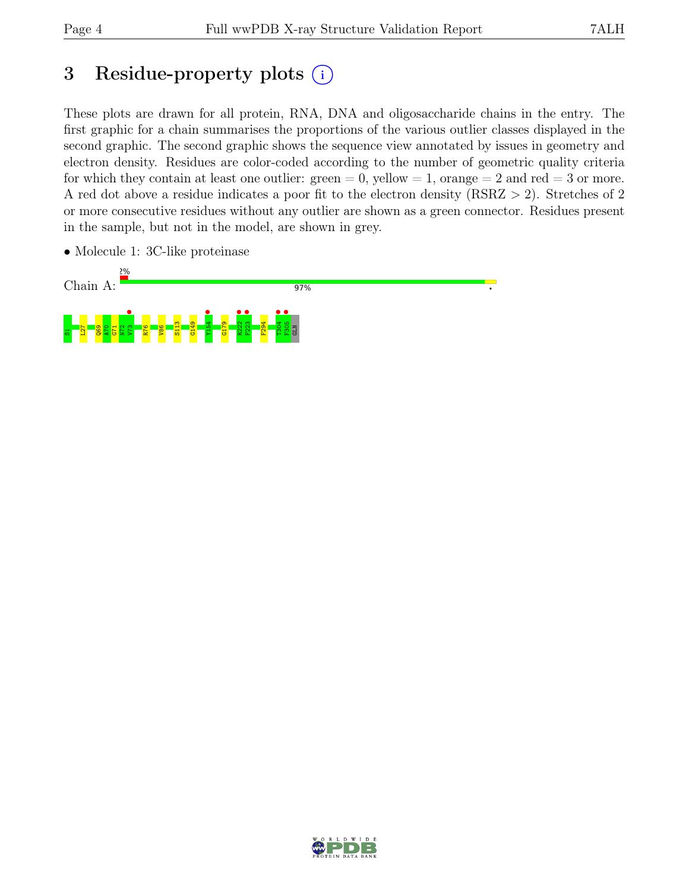# 3 Residue-property plots (i)

These plots are drawn for all protein, RNA, DNA and oligosaccharide chains in the entry. The first graphic for a chain summarises the proportions of the various outlier classes displayed in the second graphic. The second graphic shows the sequence view annotated by issues in geometry and electron density. Residues are color-coded according to the number of geometric quality criteria for which they contain at least one outlier: green = 0, yellow = 1, orange = 2 and red = 3 or more. A red dot above a residue indicates a poor fit to the electron density (RSRZ > 2). Stretches of 2 or more consecutive residues without any outlier are shown as a green connector. Residues present in the sample, but not in the model, are shown in grey.

- Molecule 1: 3C-like proteinase

Chain A: 2% 97% •

S1 L27 Q69 A70 G71 N72 V73 R76 V86 S113 G149 Y154 G179 R222 F223 F294 T304 F305 GLN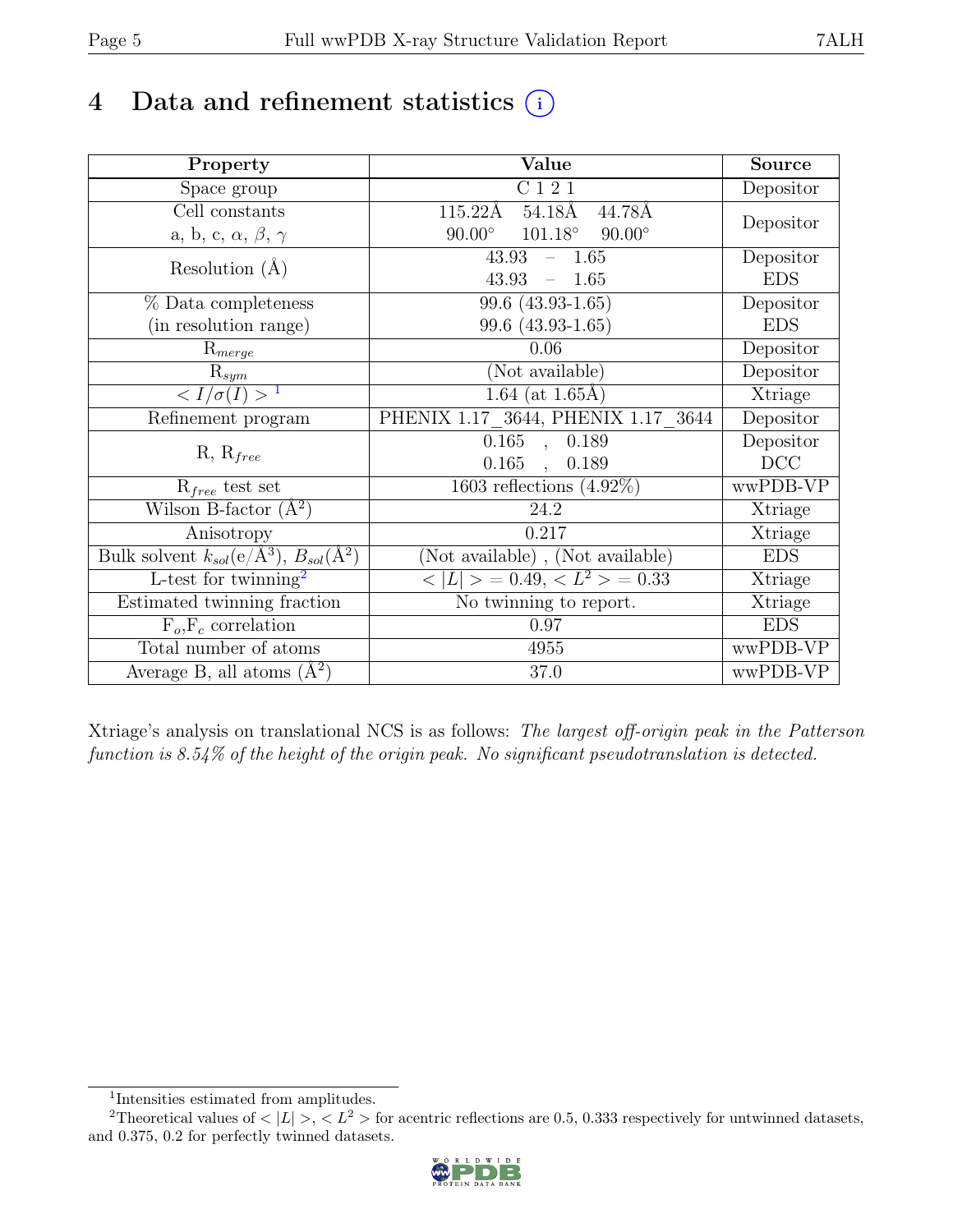# 4 Data and refinement statistics

| Property | Value | Source |
|---|---|---|
| Space group | C 1 2 1 | Depositor |
| Cell constants<br>a, b, c, $\alpha$, $\beta$, $\gamma$ | 115.22Å 54.18Å 44.78Å<br>90.00° 101.18° 90.00° | Depositor |
| Resolution (Å) | 43.93 – 1.65<br>43.93 – 1.65 | Depositor<br>EDS |
| % Data completeness<br>(in resolution range) | 99.6 (43.93-1.65)<br>99.6 (43.93-1.65) | Depositor<br>EDS |
| $R_{merge}$ | 0.06 | Depositor |
| $R_{sym}$ | (Not available) | Depositor |
| $< I/\sigma(I) >$ [1] | 1.64 (at 1.65Å) | Xtriage |
| Refinement program | PHENIX 1.17_3644, PHENIX 1.17_3644 | Depositor |
| R, $R_{free}$ | 0.165 , 0.189<br>0.165 , 0.189 | Depositor<br>DCC |
| $R_{free}$ test set | 1603 reflections (4.92%) | wwPDB-VP |
| Wilson B-factor (Å$^2$) | 24.2 | Xtriage |
| Anisotropy | 0.217 | Xtriage |
| Bulk solvent $k_{sol}$(e/Å$^3$), $B_{sol}$(Å$^2$) | (Not available) , (Not available) | EDS |
| L-test for twinning[2] | $< \|L\| > = 0.49$, $< L^2 > = 0.33$ | Xtriage |
| Estimated twinning fraction | No twinning to report. | Xtriage |
| $F_o$,$F_c$ correlation | 0.97 | EDS |
| Total number of atoms | 4955 | wwPDB-VP |
| Average B, all atoms (Å$^2$) | 37.0 | wwPDB-VP |

Xtriage's analysis on translational NCS is as follows: *The largest off-origin peak in the Patterson function is 8.54% of the height of the origin peak. No significant pseudotranslation is detected.*

[1] Intensities estimated from amplitudes.

[2] Theoretical values of $< |L| >$, $< L^2 >$ for acentric reflections are 0.5, 0.333 respectively for untwinned datasets, and 0.375, 0.2 for perfectly twinned datasets.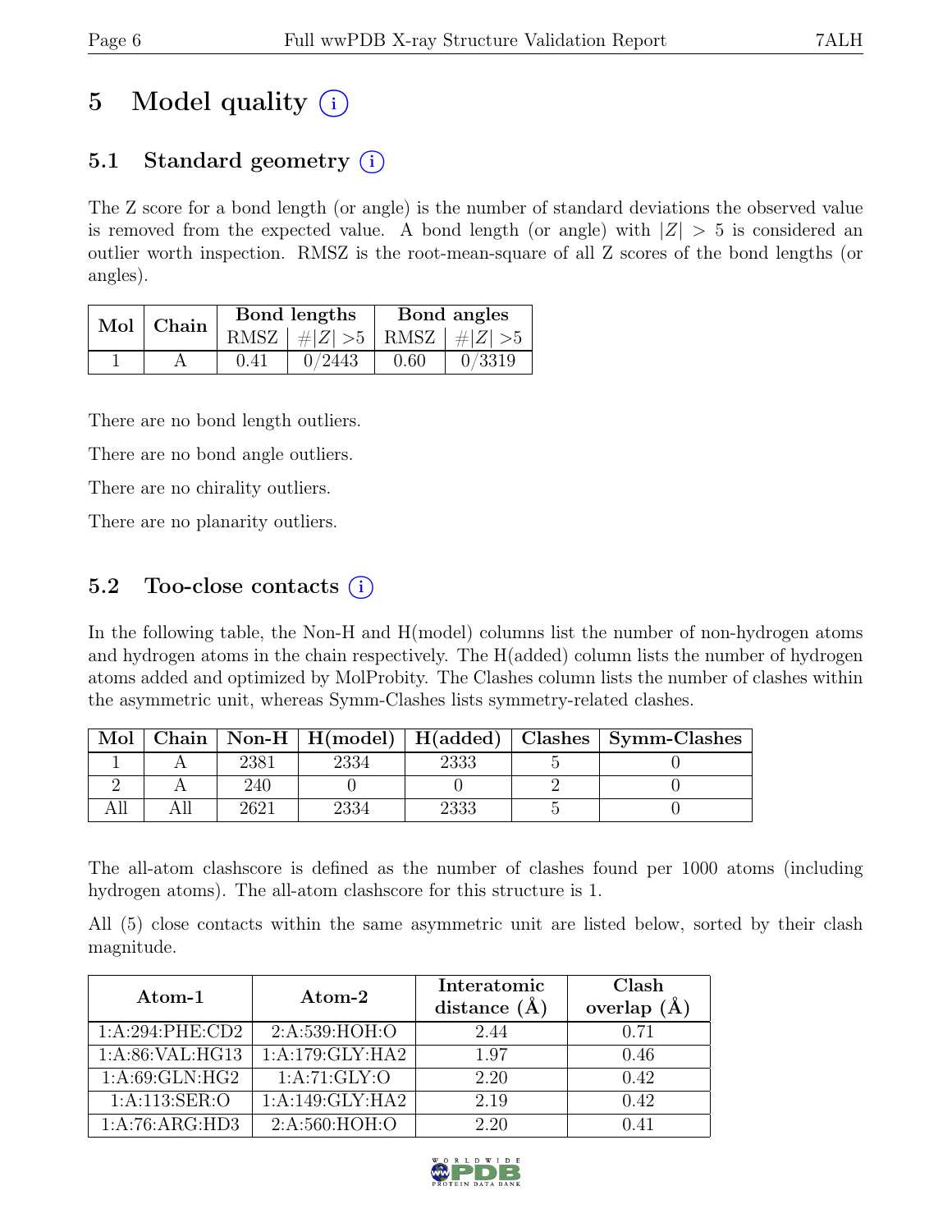# 5 Model quality (i)

## 5.1 Standard geometry (i)

The Z score for a bond length (or angle) is the number of standard deviations the observed value is removed from the expected value. A bond length (or angle) with $|Z| > 5$ is considered an outlier worth inspection. RMSZ is the root-mean-square of all Z scores of the bond lengths (or angles).

| Mol | Chain | Bond lengths | | Bond angles | |
|---|---|---|---|---|---|
| | | RMSZ | $\#\|Z\| > 5$ | RMSZ | $\#\|Z\| > 5$ |
| 1 | A | 0.41 | 0/2443 | 0.60 | 0/3319 |

There are no bond length outliers.

There are no bond angle outliers.

There are no chirality outliers.

There are no planarity outliers.

## 5.2 Too-close contacts (i)

In the following table, the Non-H and H(model) columns list the number of non-hydrogen atoms and hydrogen atoms in the chain respectively. The H(added) column lists the number of hydrogen atoms added and optimized by MolProbity. The Clashes column lists the number of clashes within the asymmetric unit, whereas Symm-Clashes lists symmetry-related clashes.

| Mol | Chain | Non-H | H(model) | H(added) | Clashes | Symm-Clashes |
|---|---|---|---|---|---|---|
| 1 | A | 2381 | 2334 | 2333 | 5 | 0 |
| 2 | A | 240 | 0 | 0 | 2 | 0 |
| All | All | 2621 | 2334 | 2333 | 5 | 0 |

The all-atom clashscore is defined as the number of clashes found per 1000 atoms (including hydrogen atoms). The all-atom clashscore for this structure is 1.

All (5) close contacts within the same asymmetric unit are listed below, sorted by their clash magnitude.

| Atom-1 | Atom-2 | Interatomic distance (Å) | Clash overlap (Å) |
|---|---|---|---|
| 1:A:294:PHE:CD2 | 2:A:539:HOH:O | 2.44 | 0.71 |
| 1:A:86:VAL:HG13 | 1:A:179:GLY:HA2 | 1.97 | 0.46 |
| 1:A:69:GLN:HG2 | 1:A:71:GLY:O | 2.20 | 0.42 |
| 1:A:113:SER:O | 1:A:149:GLY:HA2 | 2.19 | 0.42 |
| 1:A:76:ARG:HD3 | 2:A:560:HOH:O | 2.20 | 0.41 |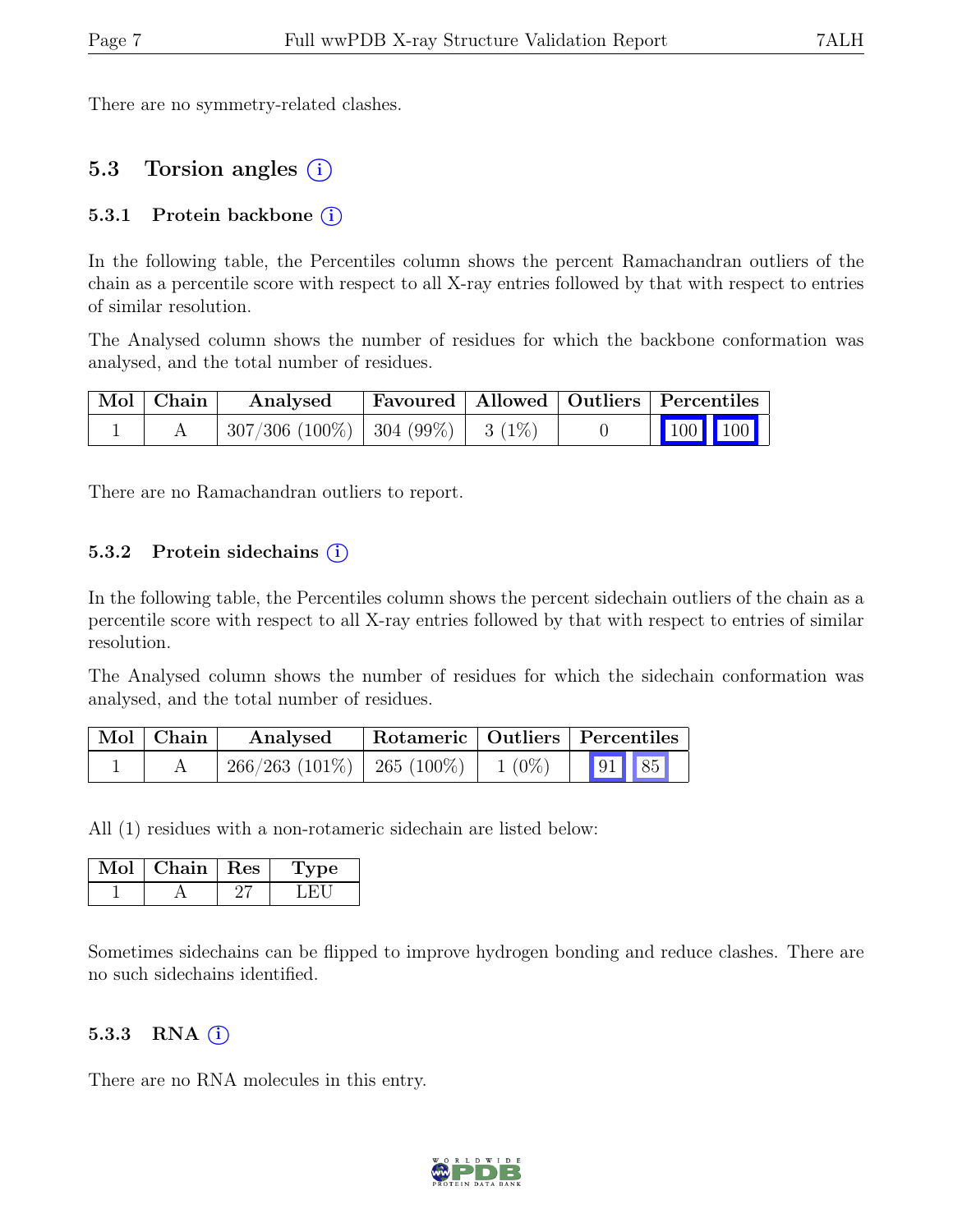There are no symmetry-related clashes.

## 5.3 Torsion angles (i)

### 5.3.1 Protein backbone (i)

In the following table, the Percentiles column shows the percent Ramachandran outliers of the chain as a percentile score with respect to all X-ray entries followed by that with respect to entries of similar resolution.

The Analysed column shows the number of residues for which the backbone conformation was analysed, and the total number of residues.

| Mol | Chain | Analysed | Favoured | Allowed | Outliers | Percentiles | |
|---|---|---|---|---|---|---|---|
| 1 | A | 307/306 (100%) | 304 (99%) | 3 (1%) | 0 | 100 | 100 |

There are no Ramachandran outliers to report.

### 5.3.2 Protein sidechains (i)

In the following table, the Percentiles column shows the percent sidechain outliers of the chain as a percentile score with respect to all X-ray entries followed by that with respect to entries of similar resolution.

The Analysed column shows the number of residues for which the sidechain conformation was analysed, and the total number of residues.

| Mol | Chain | Analysed | Rotameric | Outliers | Percentiles | |
|---|---|---|---|---|---|---|
| 1 | A | 266/263 (101%) | 265 (100%) | 1 (0%) | 91 | 85 |

All (1) residues with a non-rotameric sidechain are listed below:

| Mol | Chain | Res | Type |
|---|---|---|---|
| 1 | A | 27 | LEU |

Sometimes sidechains can be flipped to improve hydrogen bonding and reduce clashes. There are no such sidechains identified.

### 5.3.3 RNA (i)

There are no RNA molecules in this entry.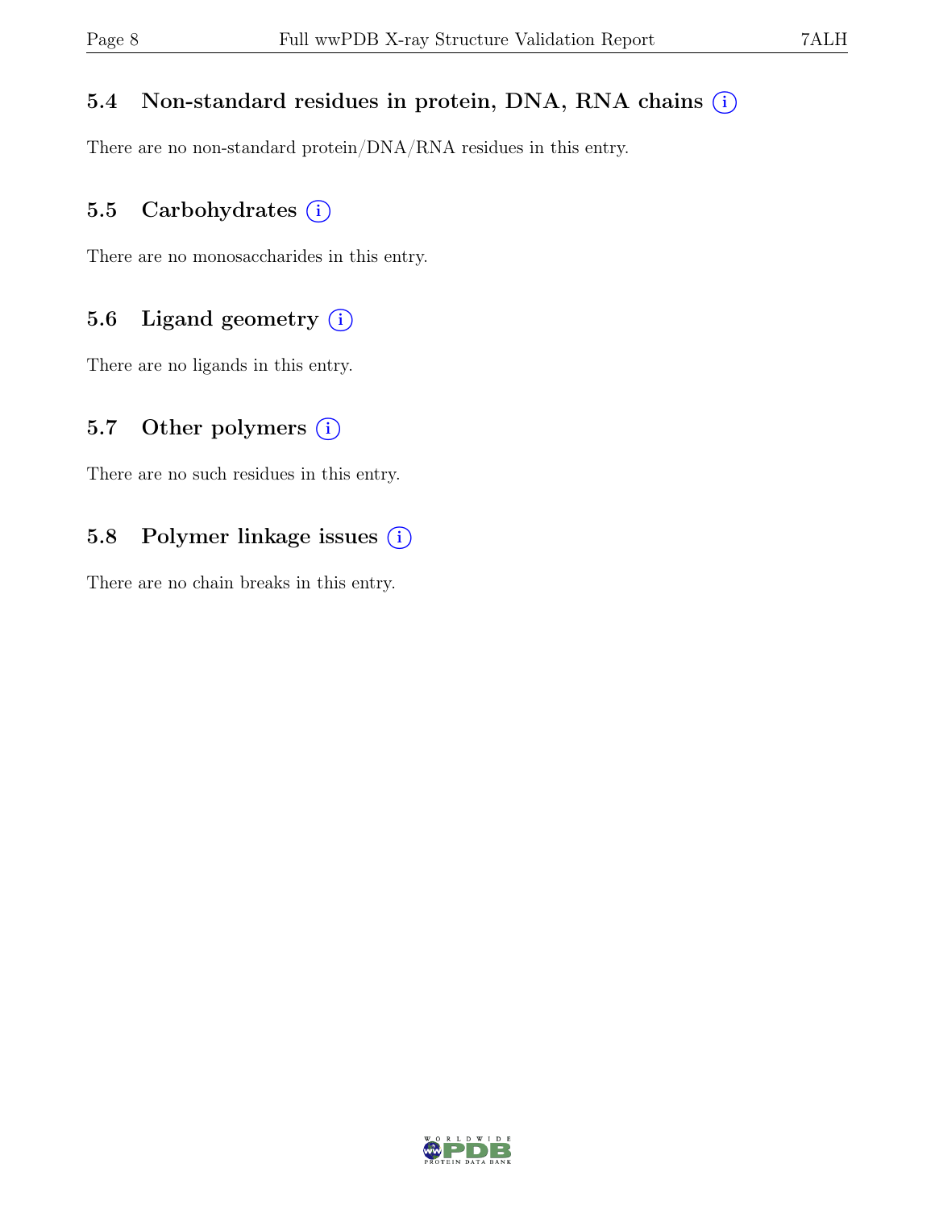### 5.4 Non-standard residues in protein, DNA, RNA chains (i)

There are no non-standard protein/DNA/RNA residues in this entry.

### 5.5 Carbohydrates (i)

There are no monosaccharides in this entry.

### 5.6 Ligand geometry (i)

There are no ligands in this entry.

### 5.7 Other polymers (i)

There are no such residues in this entry.

### 5.8 Polymer linkage issues (i)

There are no chain breaks in this entry.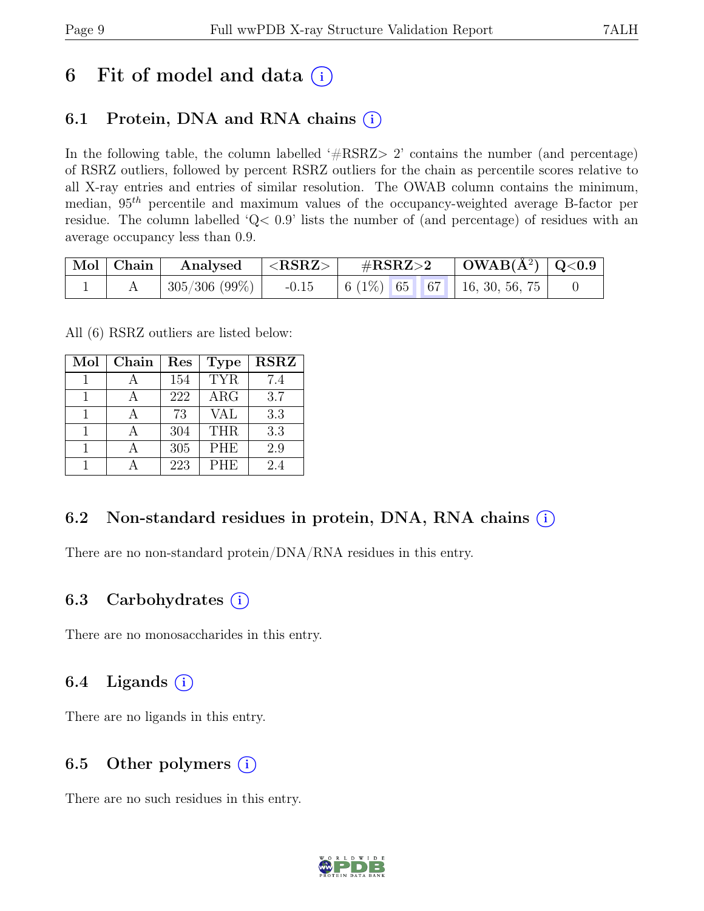# 6 Fit of model and data (i)

## 6.1 Protein, DNA and RNA chains (i)

In the following table, the column labelled '#RSRZ> 2' contains the number (and percentage) of RSRZ outliers, followed by percent RSRZ outliers for the chain as percentile scores relative to all X-ray entries and entries of similar resolution. The OWAB column contains the minimum, median, $95^{th}$ percentile and maximum values of the occupancy-weighted average B-factor per residue. The column labelled 'Q< 0.9' lists the number of (and percentage) of residues with an average occupancy less than 0.9.

| Mol | Chain | Analysed | <RSRZ> | #RSRZ>2 | | | OWAB(Å$^2$) | Q<0.9 |
|---|---|---|---|---|---|---|---|---|
| 1 | A | 305/306 (99%) | -0.15 | 6 (1%) | 65 | 67 | 16, 30, 56, 75 | 0 |

All (6) RSRZ outliers are listed below:

| Mol | Chain | Res | Type | RSRZ |
|---|---|---|---|---|
| 1 | A | 154 | TYR | 7.4 |
| 1 | A | 222 | ARG | 3.7 |
| 1 | A | 73 | VAL | 3.3 |
| 1 | A | 304 | THR | 3.3 |
| 1 | A | 305 | PHE | 2.9 |
| 1 | A | 223 | PHE | 2.4 |

## 6.2 Non-standard residues in protein, DNA, RNA chains (i)

There are no non-standard protein/DNA/RNA residues in this entry.

## 6.3 Carbohydrates (i)

There are no monosaccharides in this entry.

## 6.4 Ligands (i)

There are no ligands in this entry.

## 6.5 Other polymers (i)

There are no such residues in this entry.